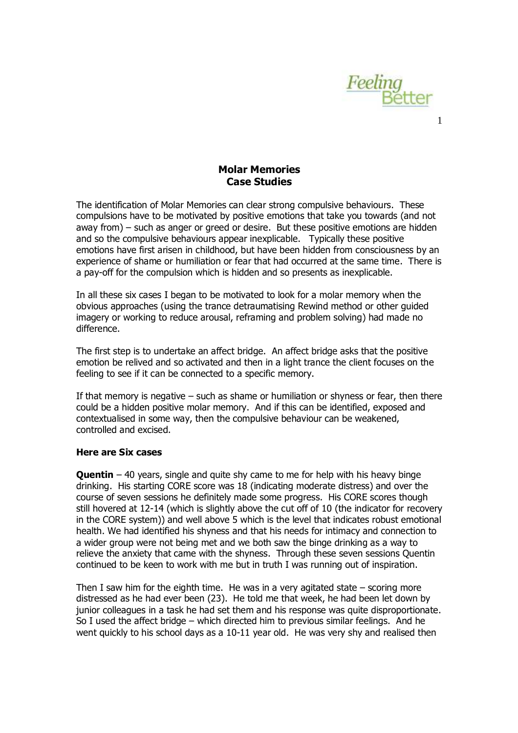## Molar Memories
## Case Studies

The identification of Molar Memories can clear strong compulsive behaviours. These compulsions have to be motivated by positive emotions that take you towards (and not away from) – such as anger or greed or desire. But these positive emotions are hidden and so the compulsive behaviours appear inexplicable. Typically these positive emotions have first arisen in childhood, but have been hidden from consciousness by an experience of shame or humiliation or fear that had occurred at the same time. There is a pay-off for the compulsion which is hidden and so presents as inexplicable.

In all these six cases I began to be motivated to look for a molar memory when the obvious approaches (using the trance detraumatising Rewind method or other guided imagery or working to reduce arousal, reframing and problem solving) had made no difference.

The first step is to undertake an affect bridge. An affect bridge asks that the positive emotion be relived and so activated and then in a light trance the client focuses on the feeling to see if it can be connected to a specific memory.

If that memory is negative – such as shame or humiliation or shyness or fear, then there could be a hidden positive molar memory. And if this can be identified, exposed and contextualised in some way, then the compulsive behaviour can be weakened, controlled and excised.

**Here are Six cases**

**Quentin** – 40 years, single and quite shy came to me for help with his heavy binge drinking. His starting CORE score was 18 (indicating moderate distress) and over the course of seven sessions he definitely made some progress. His CORE scores though still hovered at 12-14 (which is slightly above the cut off of 10 (the indicator for recovery in the CORE system)) and well above 5 which is the level that indicates robust emotional health. We had identified his shyness and that his needs for intimacy and connection to a wider group were not being met and we both saw the binge drinking as a way to relieve the anxiety that came with the shyness. Through these seven sessions Quentin continued to be keen to work with me but in truth I was running out of inspiration.

Then I saw him for the eighth time. He was in a very agitated state – scoring more distressed as he had ever been (23). He told me that week, he had been let down by junior colleagues in a task he had set them and his response was quite disproportionate. So I used the affect bridge – which directed him to previous similar feelings. And he went quickly to his school days as a 10-11 year old. He was very shy and realised then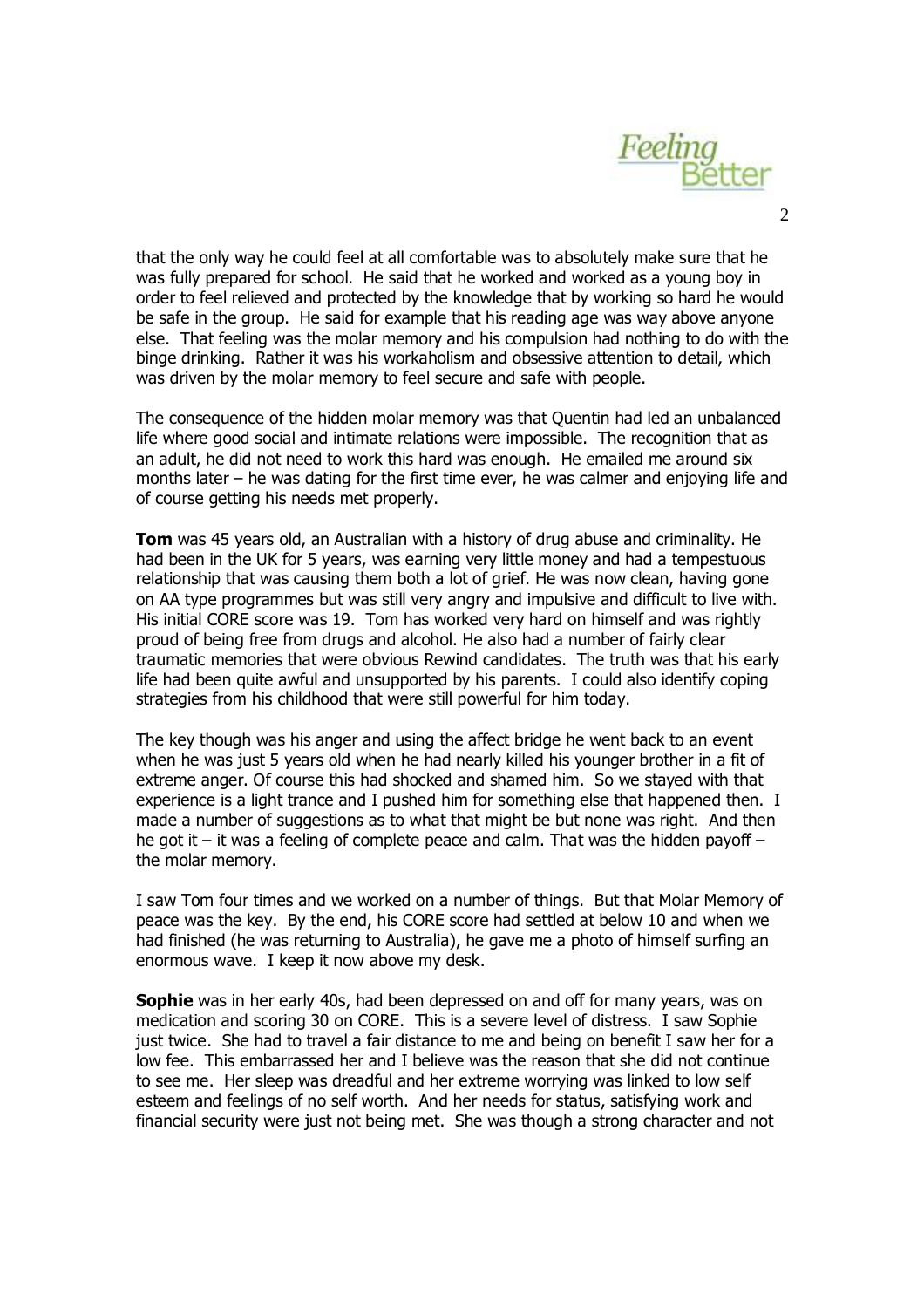that the only way he could feel at all comfortable was to absolutely make sure that he was fully prepared for school. He said that he worked and worked as a young boy in order to feel relieved and protected by the knowledge that by working so hard he would be safe in the group. He said for example that his reading age was way above anyone else. That feeling was the molar memory and his compulsion had nothing to do with the binge drinking. Rather it was his workaholism and obsessive attention to detail, which was driven by the molar memory to feel secure and safe with people.

The consequence of the hidden molar memory was that Quentin had led an unbalanced life where good social and intimate relations were impossible. The recognition that as an adult, he did not need to work this hard was enough. He emailed me around six months later – he was dating for the first time ever, he was calmer and enjoying life and of course getting his needs met properly.

**Tom** was 45 years old, an Australian with a history of drug abuse and criminality. He had been in the UK for 5 years, was earning very little money and had a tempestuous relationship that was causing them both a lot of grief. He was now clean, having gone on AA type programmes but was still very angry and impulsive and difficult to live with. His initial CORE score was 19. Tom has worked very hard on himself and was rightly proud of being free from drugs and alcohol. He also had a number of fairly clear traumatic memories that were obvious Rewind candidates. The truth was that his early life had been quite awful and unsupported by his parents. I could also identify coping strategies from his childhood that were still powerful for him today.

The key though was his anger and using the affect bridge he went back to an event when he was just 5 years old when he had nearly killed his younger brother in a fit of extreme anger. Of course this had shocked and shamed him. So we stayed with that experience is a light trance and I pushed him for something else that happened then. I made a number of suggestions as to what that might be but none was right. And then he got it – it was a feeling of complete peace and calm. That was the hidden payoff – the molar memory.

I saw Tom four times and we worked on a number of things. But that Molar Memory of peace was the key. By the end, his CORE score had settled at below 10 and when we had finished (he was returning to Australia), he gave me a photo of himself surfing an enormous wave. I keep it now above my desk.

**Sophie** was in her early 40s, had been depressed on and off for many years, was on medication and scoring 30 on CORE. This is a severe level of distress. I saw Sophie just twice. She had to travel a fair distance to me and being on benefit I saw her for a low fee. This embarrassed her and I believe was the reason that she did not continue to see me. Her sleep was dreadful and her extreme worrying was linked to low self esteem and feelings of no self worth. And her needs for status, satisfying work and financial security were just not being met. She was though a strong character and not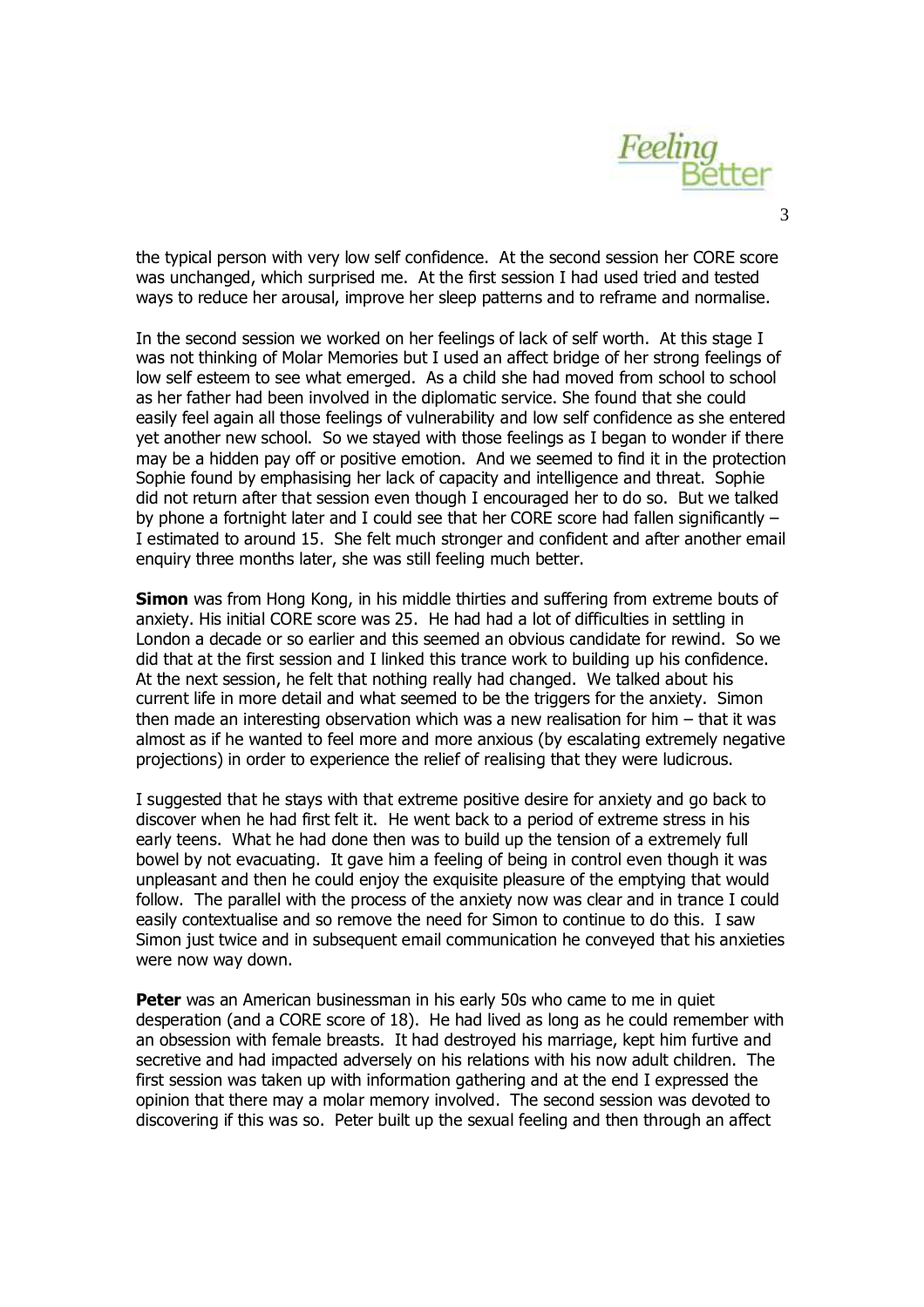the typical person with very low self confidence. At the second session her CORE score was unchanged, which surprised me. At the first session I had used tried and tested ways to reduce her arousal, improve her sleep patterns and to reframe and normalise.

In the second session we worked on her feelings of lack of self worth. At this stage I was not thinking of Molar Memories but I used an affect bridge of her strong feelings of low self esteem to see what emerged. As a child she had moved from school to school as her father had been involved in the diplomatic service. She found that she could easily feel again all those feelings of vulnerability and low self confidence as she entered yet another new school. So we stayed with those feelings as I began to wonder if there may be a hidden pay off or positive emotion. And we seemed to find it in the protection Sophie found by emphasising her lack of capacity and intelligence and threat. Sophie did not return after that session even though I encouraged her to do so. But we talked by phone a fortnight later and I could see that her CORE score had fallen significantly – I estimated to around 15. She felt much stronger and confident and after another email enquiry three months later, she was still feeling much better.

**Simon** was from Hong Kong, in his middle thirties and suffering from extreme bouts of anxiety. His initial CORE score was 25. He had had a lot of difficulties in settling in London a decade or so earlier and this seemed an obvious candidate for rewind. So we did that at the first session and I linked this trance work to building up his confidence. At the next session, he felt that nothing really had changed. We talked about his current life in more detail and what seemed to be the triggers for the anxiety. Simon then made an interesting observation which was a new realisation for him – that it was almost as if he wanted to feel more and more anxious (by escalating extremely negative projections) in order to experience the relief of realising that they were ludicrous.

I suggested that he stays with that extreme positive desire for anxiety and go back to discover when he had first felt it. He went back to a period of extreme stress in his early teens. What he had done then was to build up the tension of a extremely full bowel by not evacuating. It gave him a feeling of being in control even though it was unpleasant and then he could enjoy the exquisite pleasure of the emptying that would follow. The parallel with the process of the anxiety now was clear and in trance I could easily contextualise and so remove the need for Simon to continue to do this. I saw Simon just twice and in subsequent email communication he conveyed that his anxieties were now way down.

**Peter** was an American businessman in his early 50s who came to me in quiet desperation (and a CORE score of 18). He had lived as long as he could remember with an obsession with female breasts. It had destroyed his marriage, kept him furtive and secretive and had impacted adversely on his relations with his now adult children. The first session was taken up with information gathering and at the end I expressed the opinion that there may a molar memory involved. The second session was devoted to discovering if this was so. Peter built up the sexual feeling and then through an affect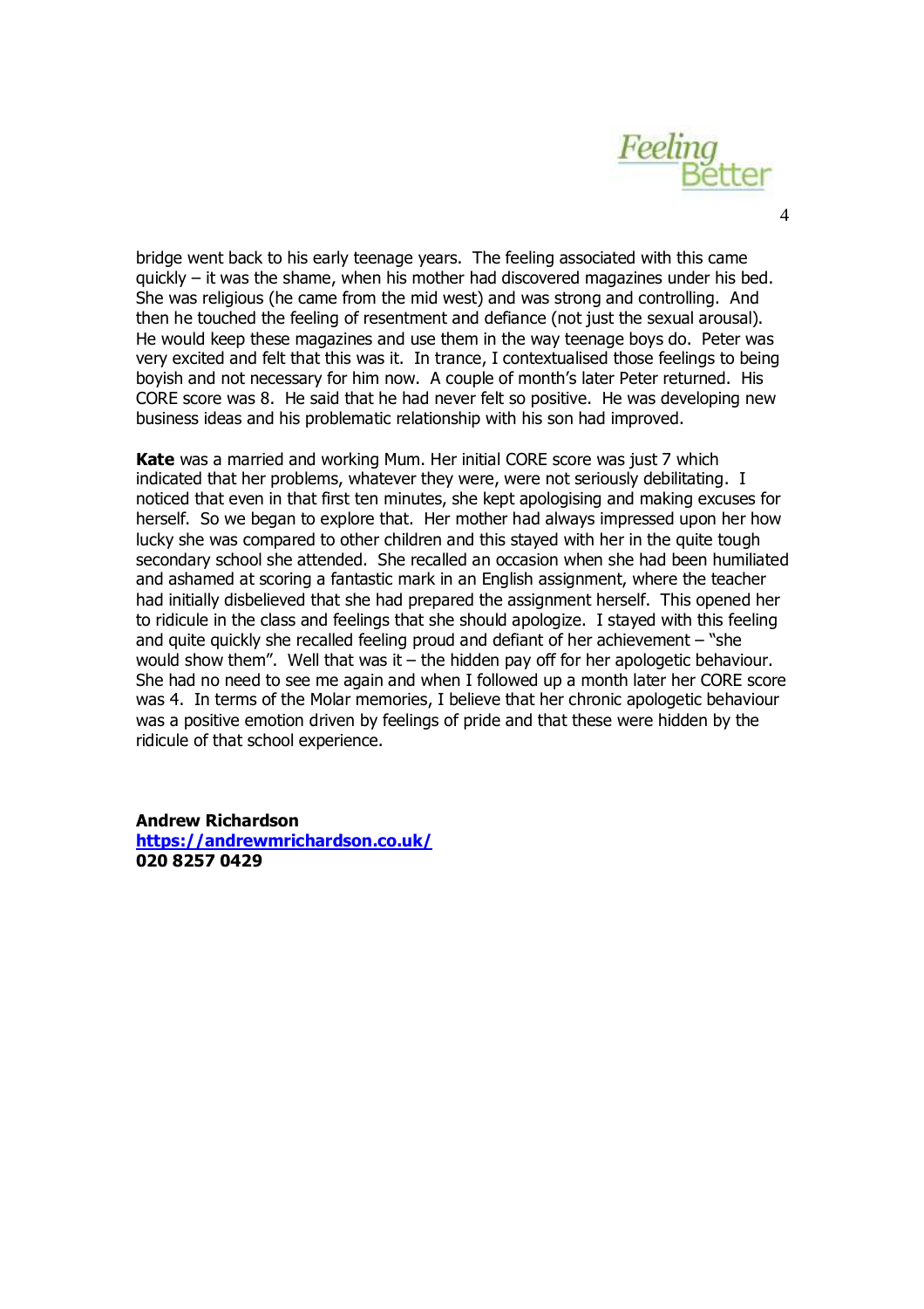bridge went back to his early teenage years. The feeling associated with this came quickly – it was the shame, when his mother had discovered magazines under his bed. She was religious (he came from the mid west) and was strong and controlling. And then he touched the feeling of resentment and defiance (not just the sexual arousal). He would keep these magazines and use them in the way teenage boys do. Peter was very excited and felt that this was it. In trance, I contextualised those feelings to being boyish and not necessary for him now. A couple of month's later Peter returned. His CORE score was 8. He said that he had never felt so positive. He was developing new business ideas and his problematic relationship with his son had improved.

**Kate** was a married and working Mum. Her initial CORE score was just 7 which indicated that her problems, whatever they were, were not seriously debilitating. I noticed that even in that first ten minutes, she kept apologising and making excuses for herself. So we began to explore that. Her mother had always impressed upon her how lucky she was compared to other children and this stayed with her in the quite tough secondary school she attended. She recalled an occasion when she had been humiliated and ashamed at scoring a fantastic mark in an English assignment, where the teacher had initially disbelieved that she had prepared the assignment herself. This opened her to ridicule in the class and feelings that she should apologize. I stayed with this feeling and quite quickly she recalled feeling proud and defiant of her achievement – "she would show them". Well that was it – the hidden pay off for her apologetic behaviour. She had no need to see me again and when I followed up a month later her CORE score was 4. In terms of the Molar memories, I believe that her chronic apologetic behaviour was a positive emotion driven by feelings of pride and that these were hidden by the ridicule of that school experience.

**Andrew Richardson**
**[https://andrewmrichardson.co.uk/](https://andrewmrichardson.co.uk/)**
**020 8257 0429**